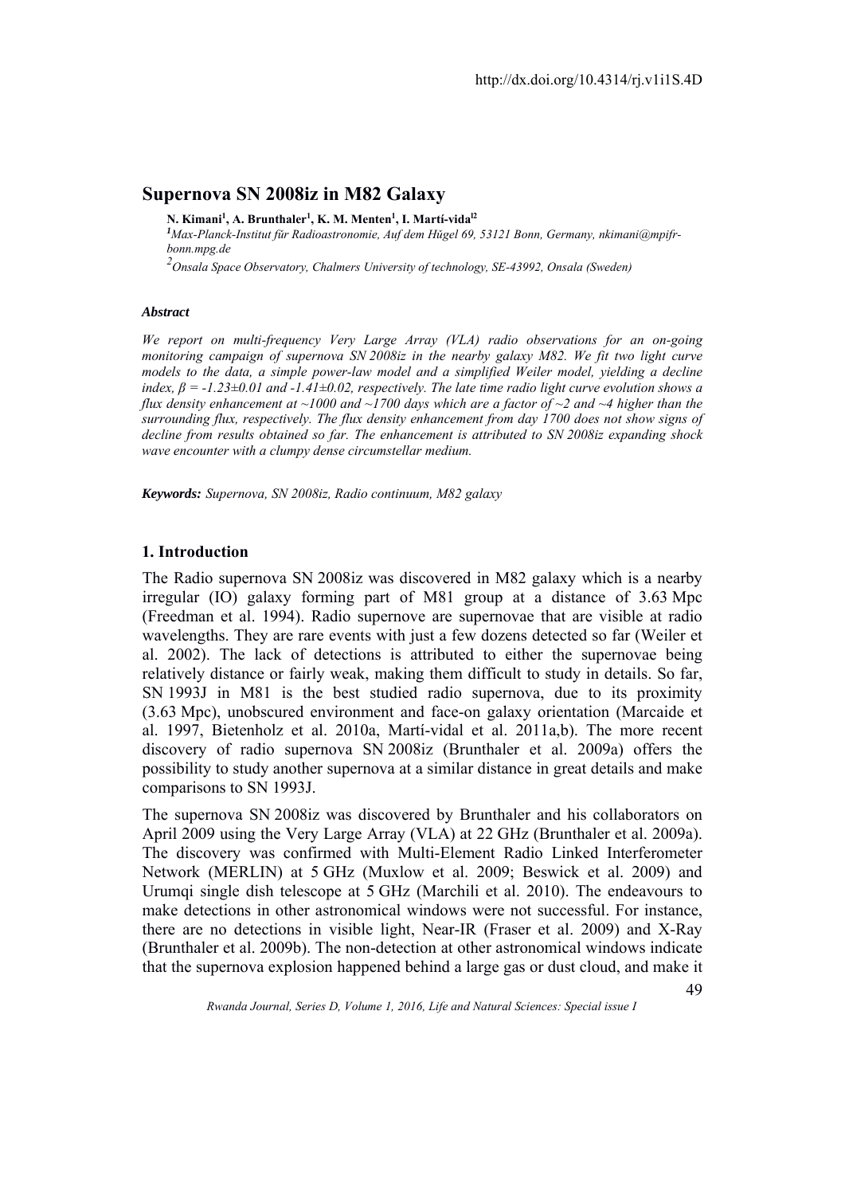http://dx.doi.org/10.4314/rj.v1i1S.4D

# Supernova SN 2008iz in M82 Galaxy

**N. Kimani[1], A. Brunthaler[1], K. M. Menten[1], I. Martí-vidal[2]**

[1]*Max-Planck-Institut für Radioastronomie, Auf dem Hügel 69, 53121 Bonn, Germany, nkimani@mpifr-bonn.mpg.de*

[2]*Onsala Space Observatory, Chalmers University of technology, SE-43992, Onsala (Sweden)*

### *Abstract*

*We report on multi-frequency Very Large Array (VLA) radio observations for an on-going monitoring campaign of supernova SN 2008iz in the nearby galaxy M82. We fit two light curve models to the data, a simple power-law model and a simplified Weiler model, yielding a decline index, $\beta = -1.23 \pm 0.01$ and $-1.41 \pm 0.02$, respectively. The late time radio light curve evolution shows a flux density enhancement at ~1000 and ~1700 days which are a factor of ~2 and ~4 higher than the surrounding flux, respectively. The flux density enhancement from day 1700 does not show signs of decline from results obtained so far. The enhancement is attributed to SN 2008iz expanding shock wave encounter with a clumpy dense circumstellar medium.*

***Keywords:*** *Supernova, SN 2008iz, Radio continuum, M82 galaxy*

## 1. Introduction

The Radio supernova SN 2008iz was discovered in M82 galaxy which is a nearby irregular (IO) galaxy forming part of M81 group at a distance of 3.63 Mpc (Freedman et al. 1994). Radio supernove are supernovae that are visible at radio wavelengths. They are rare events with just a few dozens detected so far (Weiler et al. 2002). The lack of detections is attributed to either the supernovae being relatively distance or fairly weak, making them difficult to study in details. So far, SN 1993J in M81 is the best studied radio supernova, due to its proximity (3.63 Mpc), unobscured environment and face-on galaxy orientation (Marcaide et al. 1997, Bietenholz et al. 2010a, Martí-vidal et al. 2011a,b). The more recent discovery of radio supernova SN 2008iz (Brunthaler et al. 2009a) offers the possibility to study another supernova at a similar distance in great details and make comparisons to SN 1993J.

The supernova SN 2008iz was discovered by Brunthaler and his collaborators on April 2009 using the Very Large Array (VLA) at 22 GHz (Brunthaler et al. 2009a). The discovery was confirmed with Multi-Element Radio Linked Interferometer Network (MERLIN) at 5 GHz (Muxlow et al. 2009; Beswick et al. 2009) and Urumqi single dish telescope at 5 GHz (Marchili et al. 2010). The endeavours to make detections in other astronomical windows were not successful. For instance, there are no detections in visible light, Near-IR (Fraser et al. 2009) and X-Ray (Brunthaler et al. 2009b). The non-detection at other astronomical windows indicate that the supernova explosion happened behind a large gas or dust cloud, and make it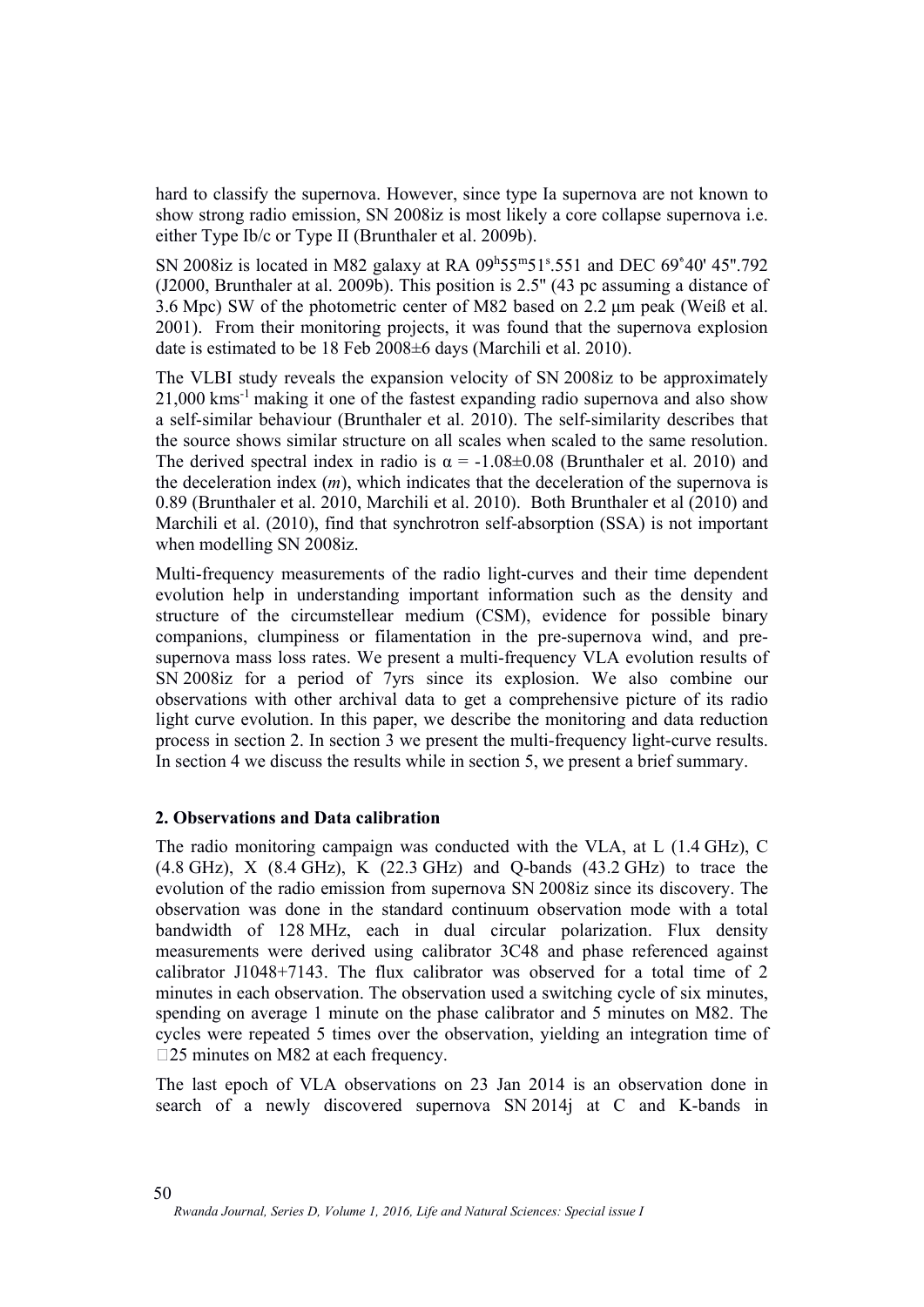hard to classify the supernova. However, since type Ia supernova are not known to show strong radio emission, SN 2008iz is most likely a core collapse supernova i.e. either Type Ib/c or Type II (Brunthaler et al. 2009b).

SN 2008iz is located in M82 galaxy at RA $09^h55^m51^s.551$ and DEC 69˚40' 45''.792 (J2000, Brunthaler at al. 2009b). This position is 2.5'' (43 pc assuming a distance of 3.6 Mpc) SW of the photometric center of M82 based on 2.2 μm peak (Weiß et al. 2001). From their monitoring projects, it was found that the supernova explosion date is estimated to be 18 Feb 2008±6 days (Marchili et al. 2010).

The VLBI study reveals the expansion velocity of SN 2008iz to be approximately 21,000 $kms^{-1}$ making it one of the fastest expanding radio supernova and also show a self-similar behaviour (Brunthaler et al. 2010). The self-similarity describes that the source shows similar structure on all scales when scaled to the same resolution. The derived spectral index in radio is $\alpha = -1.08 \pm 0.08$ (Brunthaler et al. 2010) and the deceleration index ($m$), which indicates that the deceleration of the supernova is 0.89 (Brunthaler et al. 2010, Marchili et al. 2010). Both Brunthaler et al (2010) and Marchili et al. (2010), find that synchrotron self-absorption (SSA) is not important when modelling SN 2008iz.

Multi-frequency measurements of the radio light-curves and their time dependent evolution help in understanding important information such as the density and structure of the circumstellear medium (CSM), evidence for possible binary companions, clumpiness or filamentation in the pre-supernova wind, and pre-supernova mass loss rates. We present a multi-frequency VLA evolution results of SN 2008iz for a period of 7yrs since its explosion. We also combine our observations with other archival data to get a comprehensive picture of its radio light curve evolution. In this paper, we describe the monitoring and data reduction process in section 2. In section 3 we present the multi-frequency light-curve results. In section 4 we discuss the results while in section 5, we present a brief summary.

## 2. Observations and Data calibration

The radio monitoring campaign was conducted with the VLA, at L (1.4 GHz), C (4.8 GHz), X (8.4 GHz), K (22.3 GHz) and Q-bands (43.2 GHz) to trace the evolution of the radio emission from supernova SN 2008iz since its discovery. The observation was done in the standard continuum observation mode with a total bandwidth of 128 MHz, each in dual circular polarization. Flux density measurements were derived using calibrator 3C48 and phase referenced against calibrator J1048+7143. The flux calibrator was observed for a total time of 2 minutes in each observation. The observation used a switching cycle of six minutes, spending on average 1 minute on the phase calibrator and 5 minutes on M82. The cycles were repeated 5 times over the observation, yielding an integration time of 25 minutes on M82 at each frequency.

The last epoch of VLA observations on 23 Jan 2014 is an observation done in search of a newly discovered supernova SN 2014j at C and K-bands in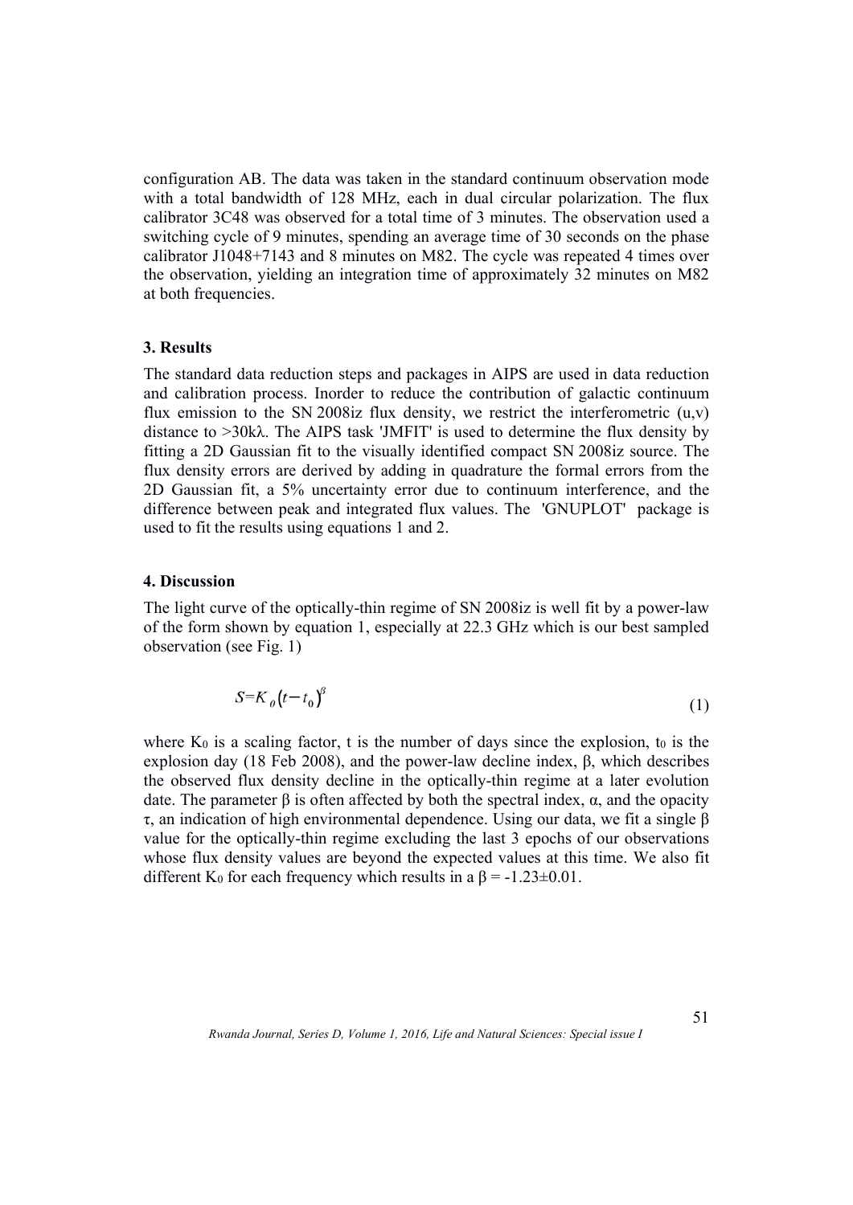configuration AB. The data was taken in the standard continuum observation mode with a total bandwidth of 128 MHz, each in dual circular polarization. The flux calibrator 3C48 was observed for a total time of 3 minutes. The observation used a switching cycle of 9 minutes, spending an average time of 30 seconds on the phase calibrator J1048+7143 and 8 minutes on M82. The cycle was repeated 4 times over the observation, yielding an integration time of approximately 32 minutes on M82 at both frequencies.

### 3. Results

The standard data reduction steps and packages in AIPS are used in data reduction and calibration process. Inorder to reduce the contribution of galactic continuum flux emission to the SN 2008iz flux density, we restrict the interferometric (u,v) distance to >30kλ. The AIPS task 'JMFIT' is used to determine the flux density by fitting a 2D Gaussian fit to the visually identified compact SN 2008iz source. The flux density errors are derived by adding in quadrature the formal errors from the 2D Gaussian fit, a 5% uncertainty error due to continuum interference, and the difference between peak and integrated flux values. The 'GNUPLOT' package is used to fit the results using equations 1 and 2.

### 4. Discussion

The light curve of the optically-thin regime of SN 2008iz is well fit by a power-law of the form shown by equation 1, especially at 22.3 GHz which is our best sampled observation (see Fig. 1)

$$S = K_0 \left(t - t_0\right)^{\beta} \tag{1}$$

where $K_0$ is a scaling factor, t is the number of days since the explosion, $t_0$ is the explosion day (18 Feb 2008), and the power-law decline index, $\beta$, which describes the observed flux density decline in the optically-thin regime at a later evolution date. The parameter $\beta$ is often affected by both the spectral index, $\alpha$, and the opacity $\tau$, an indication of high environmental dependence. Using our data, we fit a single $\beta$ value for the optically-thin regime excluding the last 3 epochs of our observations whose flux density values are beyond the expected values at this time. We also fit different $K_0$ for each frequency which results in a $\beta = -1.23 \pm 0.01$.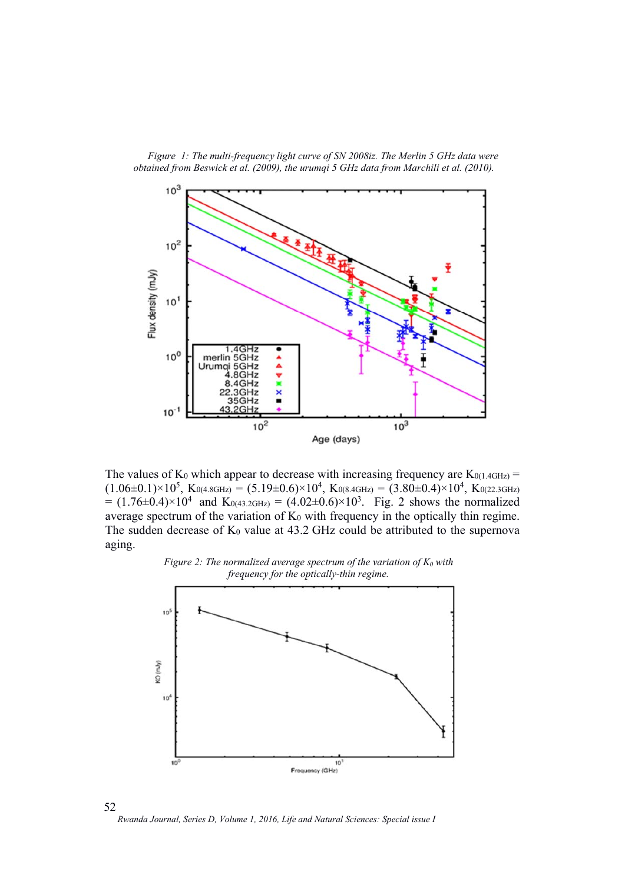*Figure 1: The multi-frequency light curve of SN 2008iz. The Merlin 5 GHz data were obtained from Beswick et al. (2009), the urumqi 5 GHz data from Marchili et al. (2010).*

The values of $K_0$ which appear to decrease with increasing frequency are $K_{0(1.4GHz)} = (1.06\pm0.1)\times10^5$, $K_{0(4.8GHz)} = (5.19\pm0.6)\times10^4$, $K_{0(8.4GHz)} = (3.80\pm0.4)\times10^4$, $K_{0(22.3GHz)} = (1.76\pm0.4)\times10^4$ and $K_{0(43.2GHz)} = (4.02\pm0.6)\times10^3$. Fig. 2 shows the normalized average spectrum of the variation of $K_0$ with frequency in the optically thin regime. The sudden decrease of $K_0$ value at 43.2 GHz could be attributed to the supernova aging.

*Figure 2: The normalized average spectrum of the variation of $K_0$ with frequency for the optically-thin regime.*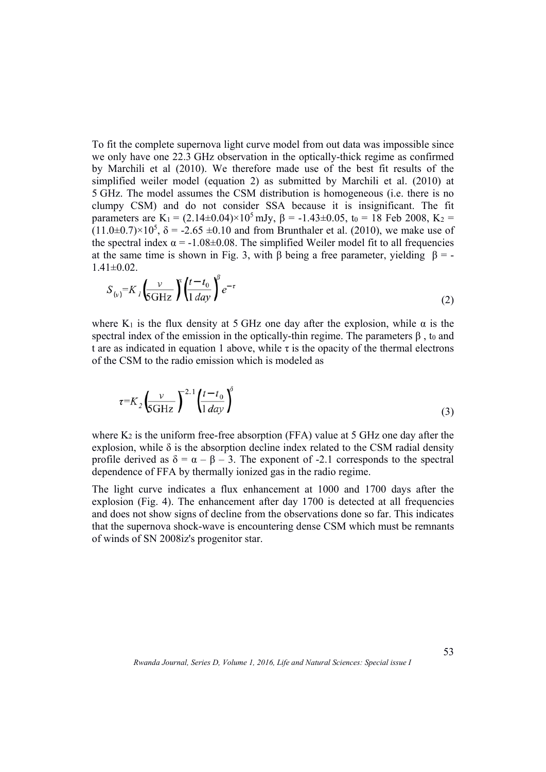To fit the complete supernova light curve model from out data was impossible since we only have one 22.3 GHz observation in the optically-thick regime as confirmed by Marchili et al (2010). We therefore made use of the best fit results of the simplified weiler model (equation 2) as submitted by Marchili et al. (2010) at 5 GHz. The model assumes the CSM distribution is homogeneous (i.e. there is no clumpy CSM) and do not consider SSA because it is insignificant. The fit parameters are $K_1 = (2.14\pm0.04)\times10^5$ mJy, $\beta = -1.43\pm0.05$, $t_0$ = 18 Feb 2008, $K_2 = (11.0\pm0.7)\times10^5$, $\delta = -2.65 \pm0.10$ and from Brunthaler et al. (2010), we make use of the spectral index $\alpha = -1.08\pm0.08$. The simplified Weiler model fit to all frequencies at the same time is shown in Fig. 3, with β being a free parameter, yielding $\beta = -1.41\pm0.02$.

$$S_{(\nu)}=K_1\left(\frac{\nu}{5\text{GHz}}\right)^{\alpha}\left(\frac{t-t_0}{1\,day}\right)^{\beta}e^{-\tau} \tag{2}$$

where $K_1$ is the flux density at 5 GHz one day after the explosion, while α is the spectral index of the emission in the optically-thin regime. The parameters β , $t_0$ and t are as indicated in equation 1 above, while τ is the opacity of the thermal electrons of the CSM to the radio emission which is modeled as

$$\tau=K_2\left(\frac{\nu}{5\text{GHz}}\right)^{-2.1}\left(\frac{t-t_0}{1\,day}\right)^{\delta} \tag{3}$$

where $K_2$ is the uniform free-free absorption (FFA) value at 5 GHz one day after the explosion, while δ is the absorption decline index related to the CSM radial density profile derived as $\delta = \alpha - \beta - 3$. The exponent of -2.1 corresponds to the spectral dependence of FFA by thermally ionized gas in the radio regime.

The light curve indicates a flux enhancement at 1000 and 1700 days after the explosion (Fig. 4). The enhancement after day 1700 is detected at all frequencies and does not show signs of decline from the observations done so far. This indicates that the supernova shock-wave is encountering dense CSM which must be remnants of winds of SN 2008iz's progenitor star.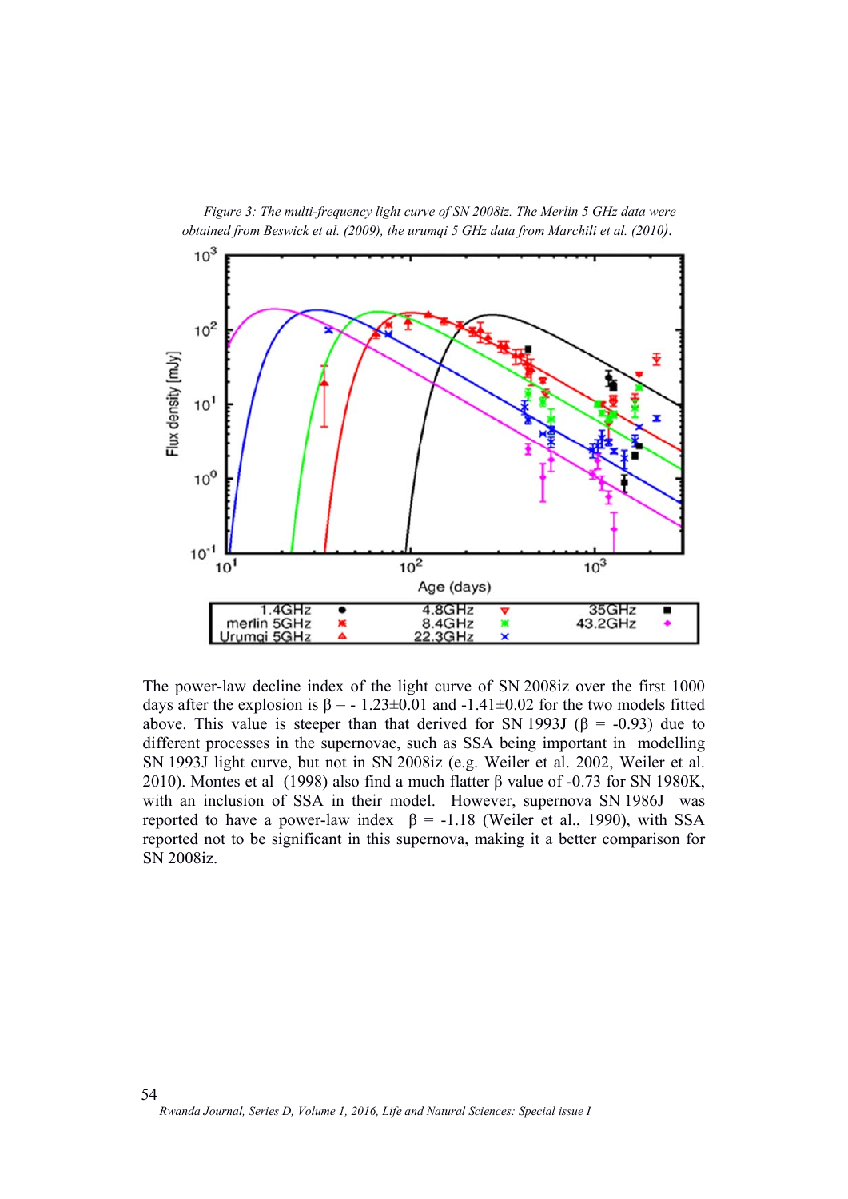*Figure 3: The multi-frequency light curve of SN 2008iz. The Merlin 5 GHz data were obtained from Beswick et al. (2009), the urumqi 5 GHz data from Marchili et al. (2010).*

The power-law decline index of the light curve of SN 2008iz over the first 1000 days after the explosion is β = - 1.23±0.01 and -1.41±0.02 for the two models fitted above. This value is steeper than that derived for SN 1993J (β = -0.93) due to different processes in the supernovae, such as SSA being important in modelling SN 1993J light curve, but not in SN 2008iz (e.g. Weiler et al. 2002, Weiler et al. 2010). Montes et al (1998) also find a much flatter β value of -0.73 for SN 1980K, with an inclusion of SSA in their model. However, supernova SN 1986J was reported to have a power-law index β = -1.18 (Weiler et al., 1990), with SSA reported not to be significant in this supernova, making it a better comparison for SN 2008iz.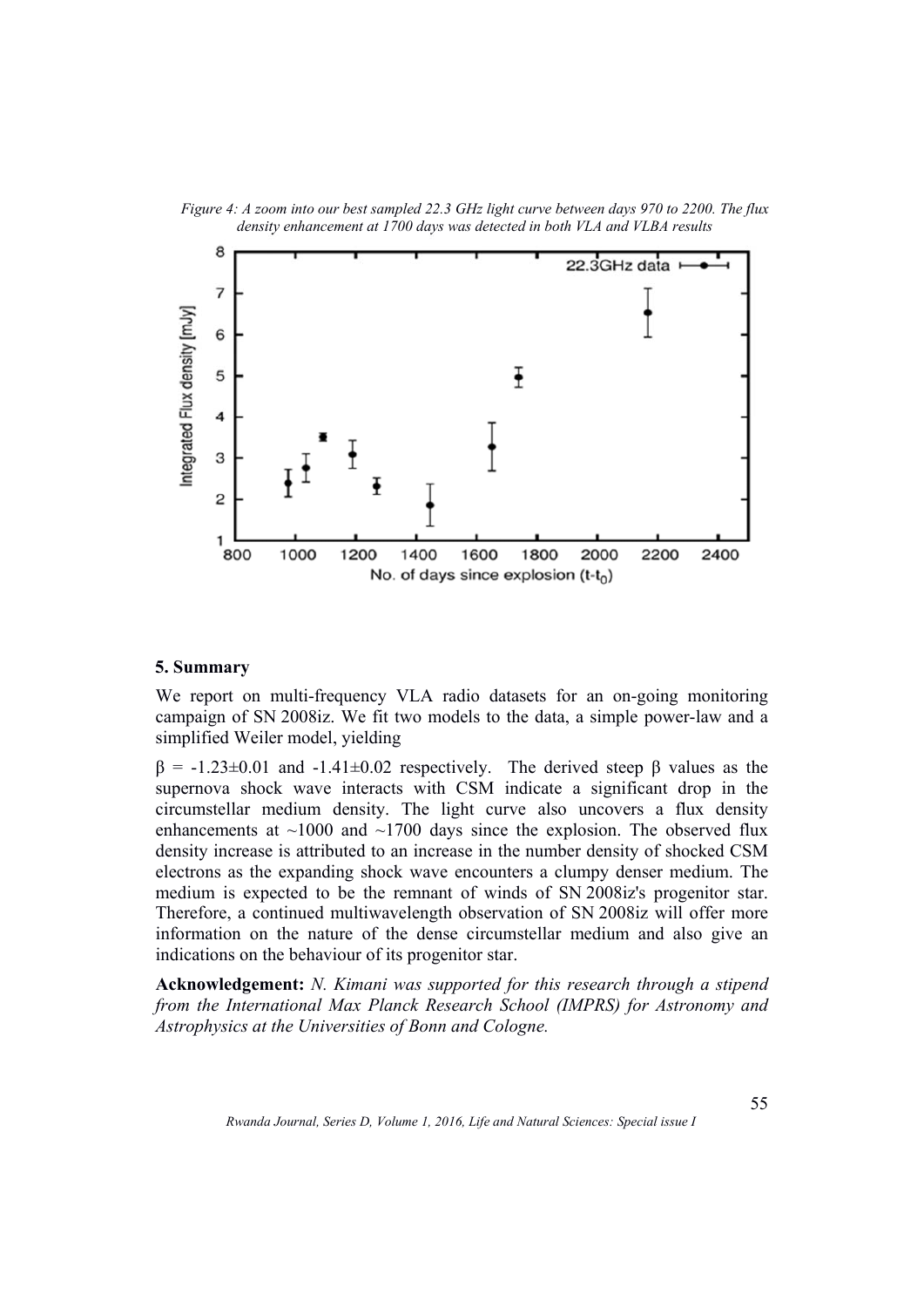*Figure 4: A zoom into our best sampled 22.3 GHz light curve between days 970 to 2200. The flux density enhancement at 1700 days was detected in both VLA and VLBA results*

## 5. Summary

We report on multi-frequency VLA radio datasets for an on-going monitoring campaign of SN 2008iz. We fit two models to the data, a simple power-law and a simplified Weiler model, yielding

$\beta$ = -1.23±0.01 and -1.41±0.02 respectively. The derived steep $\beta$ values as the supernova shock wave interacts with CSM indicate a significant drop in the circumstellar medium density. The light curve also uncovers a flux density enhancements at ~1000 and ~1700 days since the explosion. The observed flux density increase is attributed to an increase in the number density of shocked CSM electrons as the expanding shock wave encounters a clumpy denser medium. The medium is expected to be the remnant of winds of SN 2008iz's progenitor star. Therefore, a continued multiwavelength observation of SN 2008iz will offer more information on the nature of the dense circumstellar medium and also give an indications on the behaviour of its progenitor star.

**Acknowledgement:** *N. Kimani was supported for this research through a stipend from the International Max Planck Research School (IMPRS) for Astronomy and Astrophysics at the Universities of Bonn and Cologne.*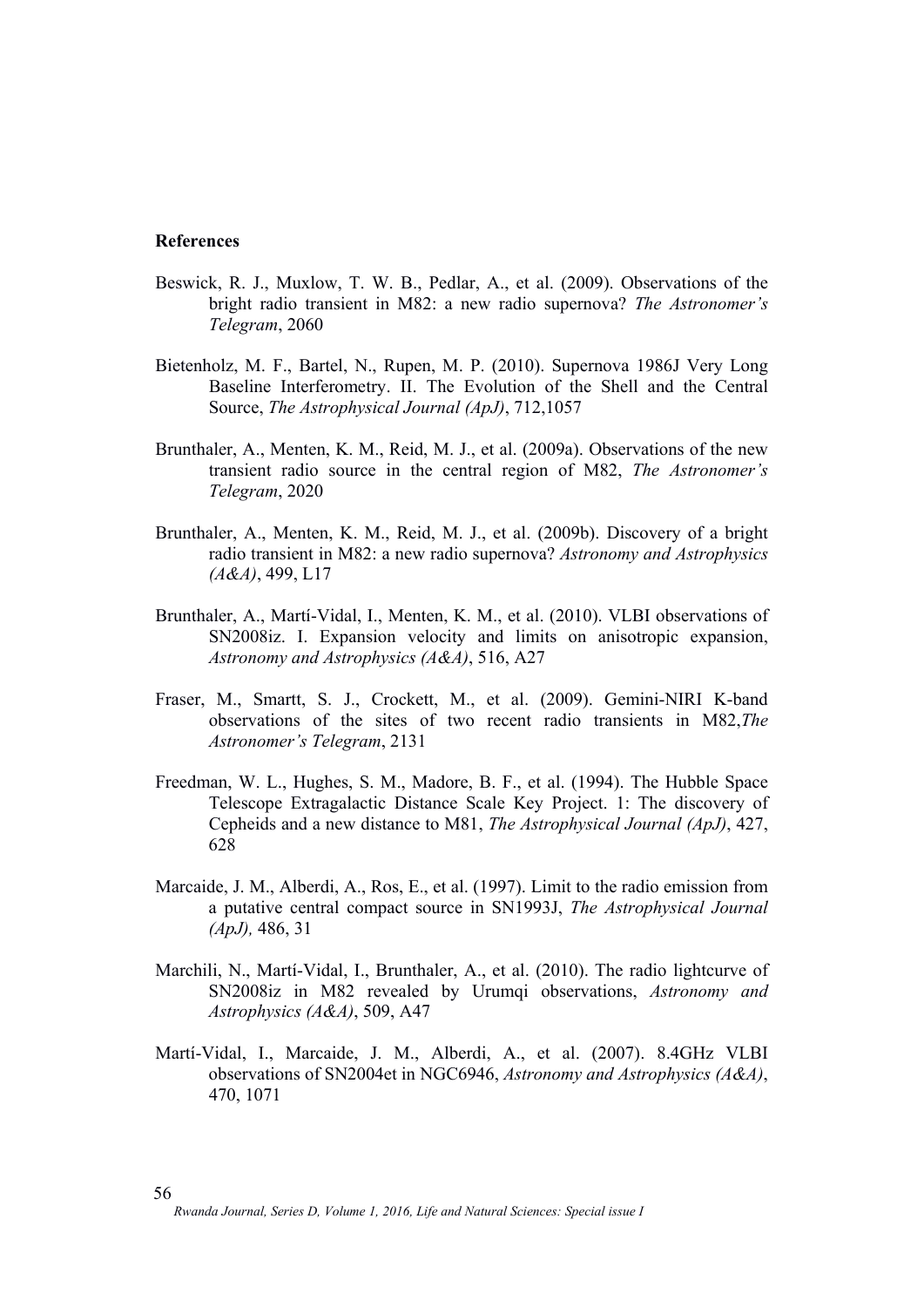**References**

Beswick, R. J., Muxlow, T. W. B., Pedlar, A., et al. (2009). Observations of the bright radio transient in M82: a new radio supernova? *The Astronomer's Telegram*, 2060

Bietenholz, M. F., Bartel, N., Rupen, M. P. (2010). Supernova 1986J Very Long Baseline Interferometry. II. The Evolution of the Shell and the Central Source, *The Astrophysical Journal (ApJ)*, 712,1057

Brunthaler, A., Menten, K. M., Reid, M. J., et al. (2009a). Observations of the new transient radio source in the central region of M82, *The Astronomer's Telegram*, 2020

Brunthaler, A., Menten, K. M., Reid, M. J., et al. (2009b). Discovery of a bright radio transient in M82: a new radio supernova? *Astronomy and Astrophysics (A&A)*, 499, L17

Brunthaler, A., Martí-Vidal, I., Menten, K. M., et al. (2010). VLBI observations of SN2008iz. I. Expansion velocity and limits on anisotropic expansion, *Astronomy and Astrophysics (A&A)*, 516, A27

Fraser, M., Smartt, S. J., Crockett, M., et al. (2009). Gemini-NIRI K-band observations of the sites of two recent radio transients in M82,*The Astronomer's Telegram*, 2131

Freedman, W. L., Hughes, S. M., Madore, B. F., et al. (1994). The Hubble Space Telescope Extragalactic Distance Scale Key Project. 1: The discovery of Cepheids and a new distance to M81, *The Astrophysical Journal (ApJ)*, 427, 628

Marcaide, J. M., Alberdi, A., Ros, E., et al. (1997). Limit to the radio emission from a putative central compact source in SN1993J, *The Astrophysical Journal (ApJ),* 486, 31

Marchili, N., Martí-Vidal, I., Brunthaler, A., et al. (2010). The radio lightcurve of SN2008iz in M82 revealed by Urumqi observations, *Astronomy and Astrophysics (A&A)*, 509, A47

Martí-Vidal, I., Marcaide, J. M., Alberdi, A., et al. (2007). 8.4GHz VLBI observations of SN2004et in NGC6946, *Astronomy and Astrophysics (A&A)*, 470, 1071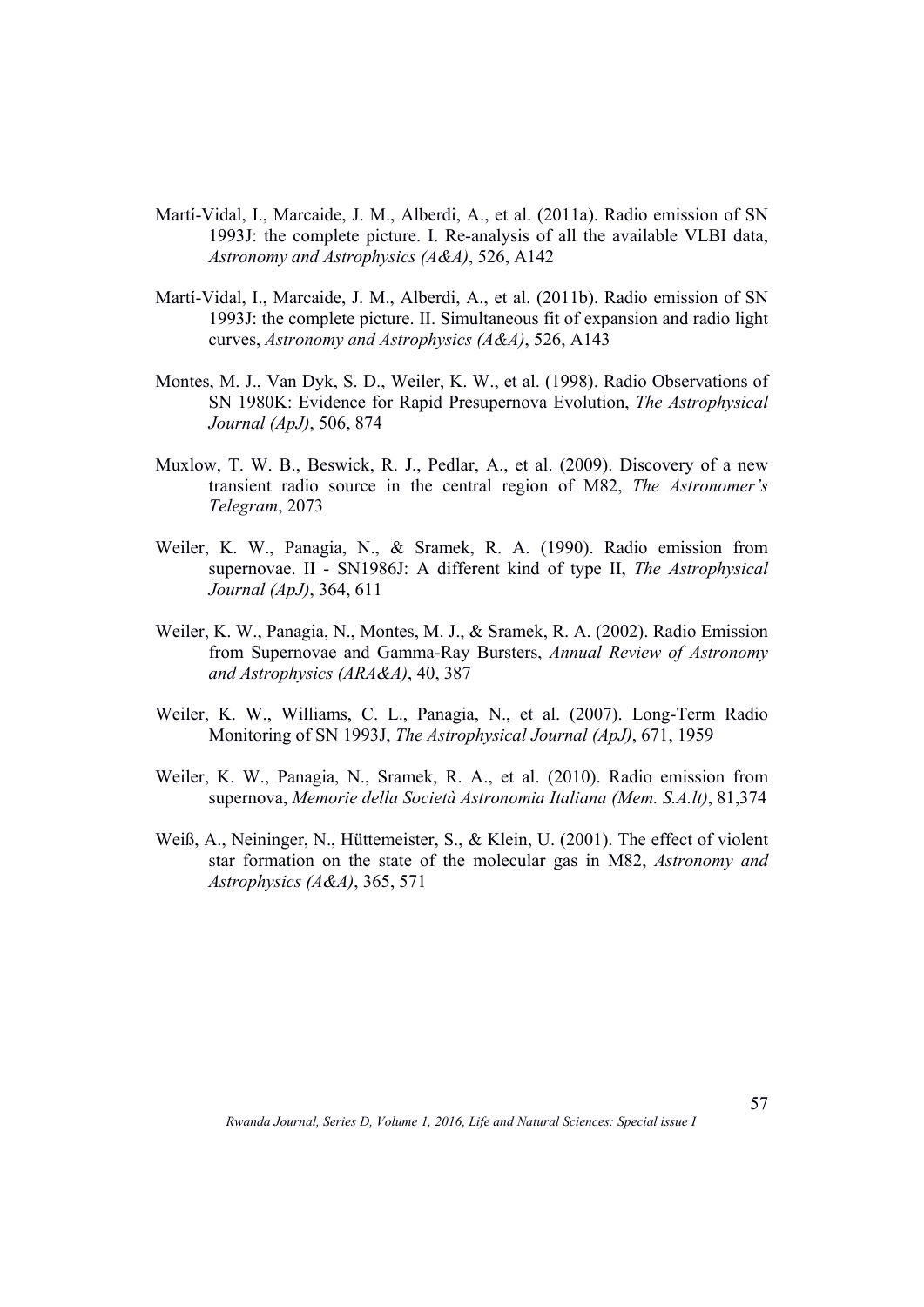Martí-Vidal, I., Marcaide, J. M., Alberdi, A., et al. (2011a). Radio emission of SN 1993J: the complete picture. I. Re-analysis of all the available VLBI data, *Astronomy and Astrophysics (A&A)*, 526, A142

Martí-Vidal, I., Marcaide, J. M., Alberdi, A., et al. (2011b). Radio emission of SN 1993J: the complete picture. II. Simultaneous fit of expansion and radio light curves, *Astronomy and Astrophysics (A&A)*, 526, A143

Montes, M. J., Van Dyk, S. D., Weiler, K. W., et al. (1998). Radio Observations of SN 1980K: Evidence for Rapid Presupernova Evolution, *The Astrophysical Journal (ApJ)*, 506, 874

Muxlow, T. W. B., Beswick, R. J., Pedlar, A., et al. (2009). Discovery of a new transient radio source in the central region of M82, *The Astronomer's Telegram*, 2073

Weiler, K. W., Panagia, N., & Sramek, R. A. (1990). Radio emission from supernovae. II - SN1986J: A different kind of type II, *The Astrophysical Journal (ApJ)*, 364, 611

Weiler, K. W., Panagia, N., Montes, M. J., & Sramek, R. A. (2002). Radio Emission from Supernovae and Gamma-Ray Bursters, *Annual Review of Astronomy and Astrophysics (ARA&A)*, 40, 387

Weiler, K. W., Williams, C. L., Panagia, N., et al. (2007). Long-Term Radio Monitoring of SN 1993J, *The Astrophysical Journal (ApJ)*, 671, 1959

Weiler, K. W., Panagia, N., Sramek, R. A., et al. (2010). Radio emission from supernova, *Memorie della Società Astronomia Italiana (Mem. S.A.lt)*, 81,374

Weiß, A., Neininger, N., Hüttemeister, S., & Klein, U. (2001). The effect of violent star formation on the state of the molecular gas in M82, *Astronomy and Astrophysics (A&A)*, 365, 571